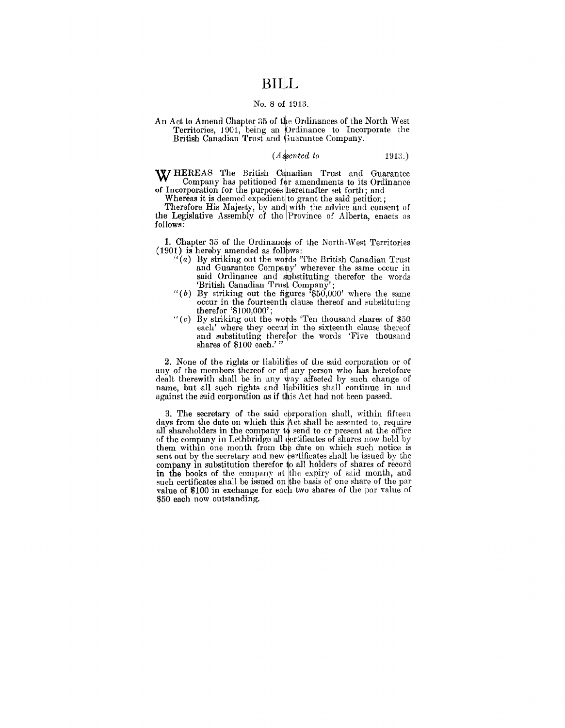# BILL

No. 8 of 1913.

An Act to Amend Chapter 35 of the Ordinances of the North West Territories, 1901, being an Ordinance to Incorporate the British Canadian Trust and Guarantee Company.

(*Assented to* 1913.)

WHEREAS The British Canadian Trust and Guarantee Company has petitioned for amendments to its Ordinance of Incorporation for the purposes hereinafter set forth; and

Whereas it is deemed expedient to grant the said petition;

Therefore His Majesty, by and with the advice and consent of the Legislative Assembly of the Province of Alberta, enacts as follows:

**1.** Chapter 35 of the Ordinances of the North-West Territories (1901) is hereby amended as follows:

"(*a*) By striking out the words 'The British Canadian Trust and Guarantee Company' wherever the same occur in said Ordinance and substituting therefor the words 'British Canadian Trust Company';

"(*b*) By striking out the figures '$50,000' where the same occur in the fourteenth clause thereof and substituting therefor '$100,000';

"(*c*) By striking out the words 'Ten thousand shares of $50 each' where they occur in the sixteenth clause thereof and substituting therefor the words 'Five thousand shares of $100 each.' "

**2.** None of the rights or liabilities of the said corporation or of any of the members thereof or of any person who has heretofore dealt therewith shall be in any way affected by such change of name, but all such rights and liabilities shall continue in and against the said corporation as if this Act had not been passed.

**3.** The secretary of the said corporation shall, within fifteen days from the date on which this Act shall be assented to, require all shareholders in the company to send to or present at the office of the company in Lethbridge all certificates of shares now held by them within one month from the date on which such notice is sent out by the secretary and new certificates shall be issued by the company in substitution therefor to all holders of shares of record in the books of the company at the expiry of said month, and such certificates shall be issued on the basis of one share of the par value of $100 in exchange for each two shares of the par value of $50 each now outstanding.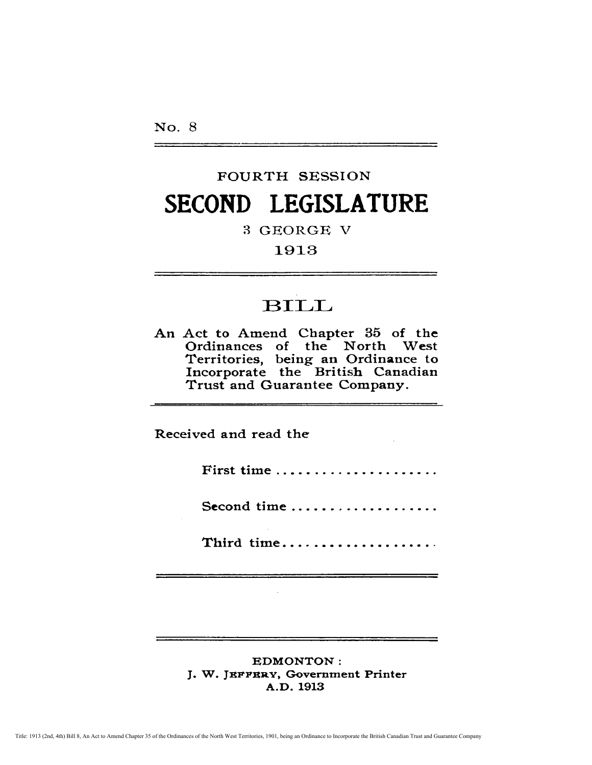No. 8

# FOURTH SESSION

# SECOND LEGISLATURE

## 3 GEORGE V

## 1913

# BILL

An Act to Amend Chapter 35 of the Ordinances of the North West Territories, being an Ordinance to Incorporate the British Canadian Trust and Guarantee Company.

Received and read the

First time ....................

Second time ..................

Third time....................

EDMONTON:
J. W. JEFFERY, Government Printer
A.D. 1913

Title: 1913 (2nd, 4th) Bill 8, An Act to Amend Chapter 35 of the Ordinances of the North West Territories, 1901, being an Ordinance to Incorporate the British Canadian Trust and Guarantee Company